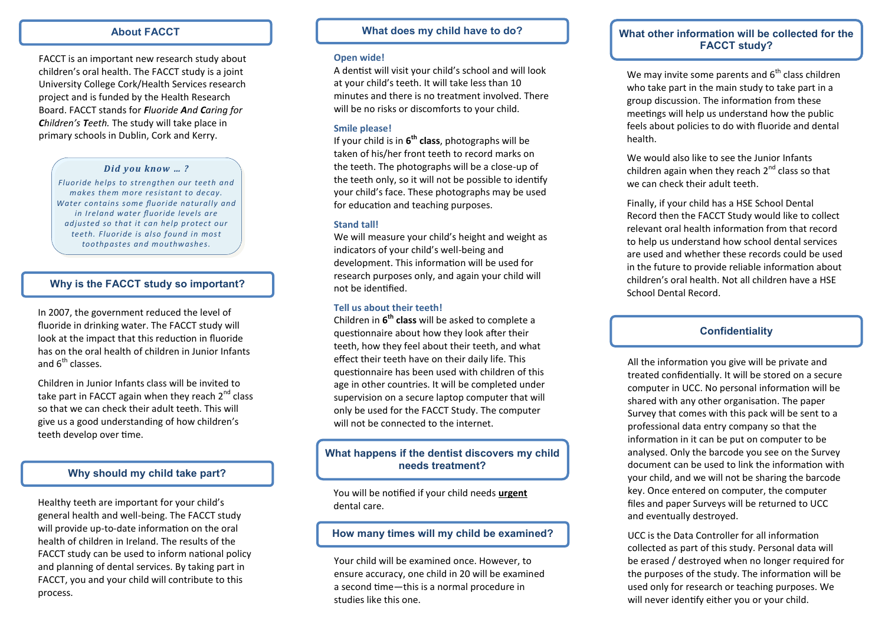## About FACCT

FACCT is an important new research study about children's oral health. The FACCT study is a joint University College Cork/Health Services research project and is funded by the Health Research Board. FACCT stands for ***F**luoride **A**nd **C**aring for **C**hildren's **T**eeth.* The study will take place in primary schools in Dublin, Cork and Kerry.

> ***Did you know … ?***
>
> *Fluoride helps to strengthen our teeth and makes them more resistant to decay. Water contains some fluoride naturally and in Ireland water fluoride levels are adjusted so that it can help protect our teeth. Fluoride is also found in most toothpastes and mouthwashes.*

## Why is the FACCT study so important?

In 2007, the government reduced the level of fluoride in drinking water. The FACCT study will look at the impact that this reduction in fluoride has on the oral health of children in Junior Infants and 6th classes.

Children in Junior Infants class will be invited to take part in FACCT again when they reach 2nd class so that we can check their adult teeth. This will give us a good understanding of how children's teeth develop over time.

## Why should my child take part?

Healthy teeth are important for your child's general health and well-being. The FACCT study will provide up-to-date information on the oral health of children in Ireland. The results of the FACCT study can be used to inform national policy and planning of dental services. By taking part in FACCT, you and your child will contribute to this process.

## What does my child have to do?

### Open wide!

A dentist will visit your child's school and will look at your child's teeth. It will take less than 10 minutes and there is no treatment involved. There will be no risks or discomforts to your child.

### Smile please!

If your child is in **6th class**, photographs will be taken of his/her front teeth to record marks on the teeth. The photographs will be a close-up of the teeth only, so it will not be possible to identify your child's face. These photographs may be used for education and teaching purposes.

### Stand tall!

We will measure your child's height and weight as indicators of your child's well-being and development. This information will be used for research purposes only, and again your child will not be identified.

### Tell us about their teeth!

Children in **6th class** will be asked to complete a questionnaire about how they look after their teeth, how they feel about their teeth, and what effect their teeth have on their daily life. This questionnaire has been used with children of this age in other countries. It will be completed under supervision on a secure laptop computer that will only be used for the FACCT Study. The computer will not be connected to the internet.

## What happens if the dentist discovers my child needs treatment?

You will be notified if your child needs **urgent** dental care.

## How many times will my child be examined?

Your child will be examined once. However, to ensure accuracy, one child in 20 will be examined a second time—this is a normal procedure in studies like this one.

## What other information will be collected for the FACCT study?

We may invite some parents and 6th class children who take part in the main study to take part in a group discussion. The information from these meetings will help us understand how the public feels about policies to do with fluoride and dental health.

We would also like to see the Junior Infants children again when they reach 2nd class so that we can check their adult teeth.

Finally, if your child has a HSE School Dental Record then the FACCT Study would like to collect relevant oral health information from that record to help us understand how school dental services are used and whether these records could be used in the future to provide reliable information about children's oral health. Not all children have a HSE School Dental Record.

## Confidentiality

All the information you give will be private and treated confidentially. It will be stored on a secure computer in UCC. No personal information will be shared with any other organisation. The paper Survey that comes with this pack will be sent to a professional data entry company so that the information in it can be put on computer to be analysed. Only the barcode you see on the Survey document can be used to link the information with your child, and we will not be sharing the barcode key. Once entered on computer, the computer files and paper Surveys will be returned to UCC and eventually destroyed.

UCC is the Data Controller for all information collected as part of this study. Personal data will be erased / destroyed when no longer required for the purposes of the study. The information will be used only for research or teaching purposes. We will never identify either you or your child.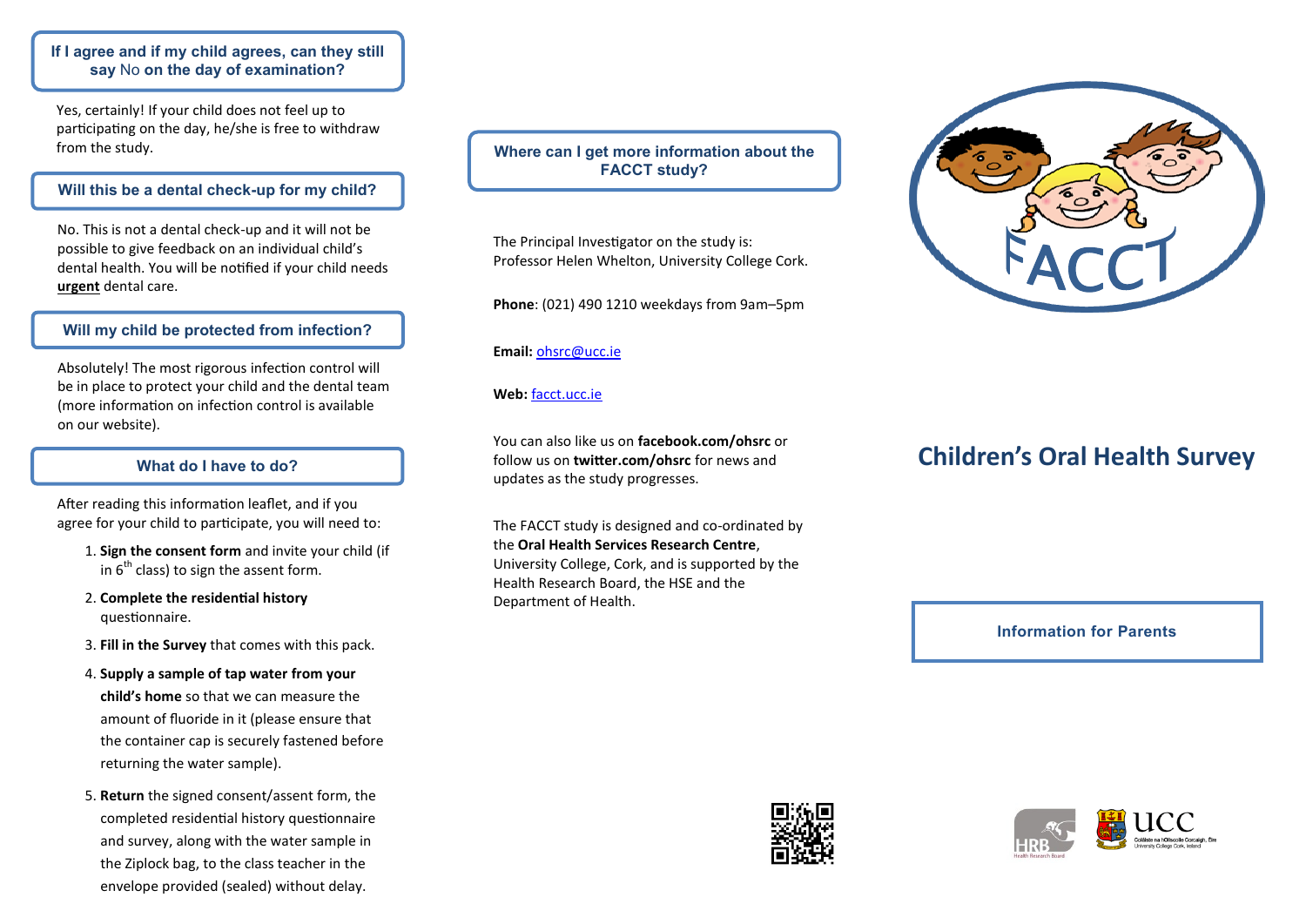## If I agree and if my child agrees, can they still say No on the day of examination?

Yes, certainly! If your child does not feel up to participating on the day, he/she is free to withdraw from the study.

## Will this be a dental check-up for my child?

No. This is not a dental check-up and it will not be possible to give feedback on an individual child's dental health. You will be notified if your child needs **urgent** dental care.

## Will my child be protected from infection?

Absolutely! The most rigorous infection control will be in place to protect your child and the dental team (more information on infection control is available on our website).

## What do I have to do?

After reading this information leaflet, and if you agree for your child to participate, you will need to:

1. **Sign the consent form** and invite your child (if in 6th class) to sign the assent form.
2. **Complete the residential history** questionnaire.
3. **Fill in the Survey** that comes with this pack.
4. **Supply a sample of tap water from your child's home** so that we can measure the amount of fluoride in it (please ensure that the container cap is securely fastened before returning the water sample).
5. **Return** the signed consent/assent form, the completed residential history questionnaire and survey, along with the water sample in the Ziplock bag, to the class teacher in the envelope provided (sealed) without delay.

## Where can I get more information about the FACCT study?

The Principal Investigator on the study is:
Professor Helen Whelton, University College Cork.

**Phone**: (021) 490 1210 weekdays from 9am–5pm

**Email:** ohsrc@ucc.ie

**Web:** facct.ucc.ie

You can also like us on **facebook.com/ohsrc** or follow us on **twitter.com/ohsrc** for news and updates as the study progresses.

The FACCT study is designed and co-ordinated by the **Oral Health Services Research Centre**, University College, Cork, and is supported by the Health Research Board, the HSE and the Department of Health.

FACCT

# Children's Oral Health Survey

**Information for Parents**